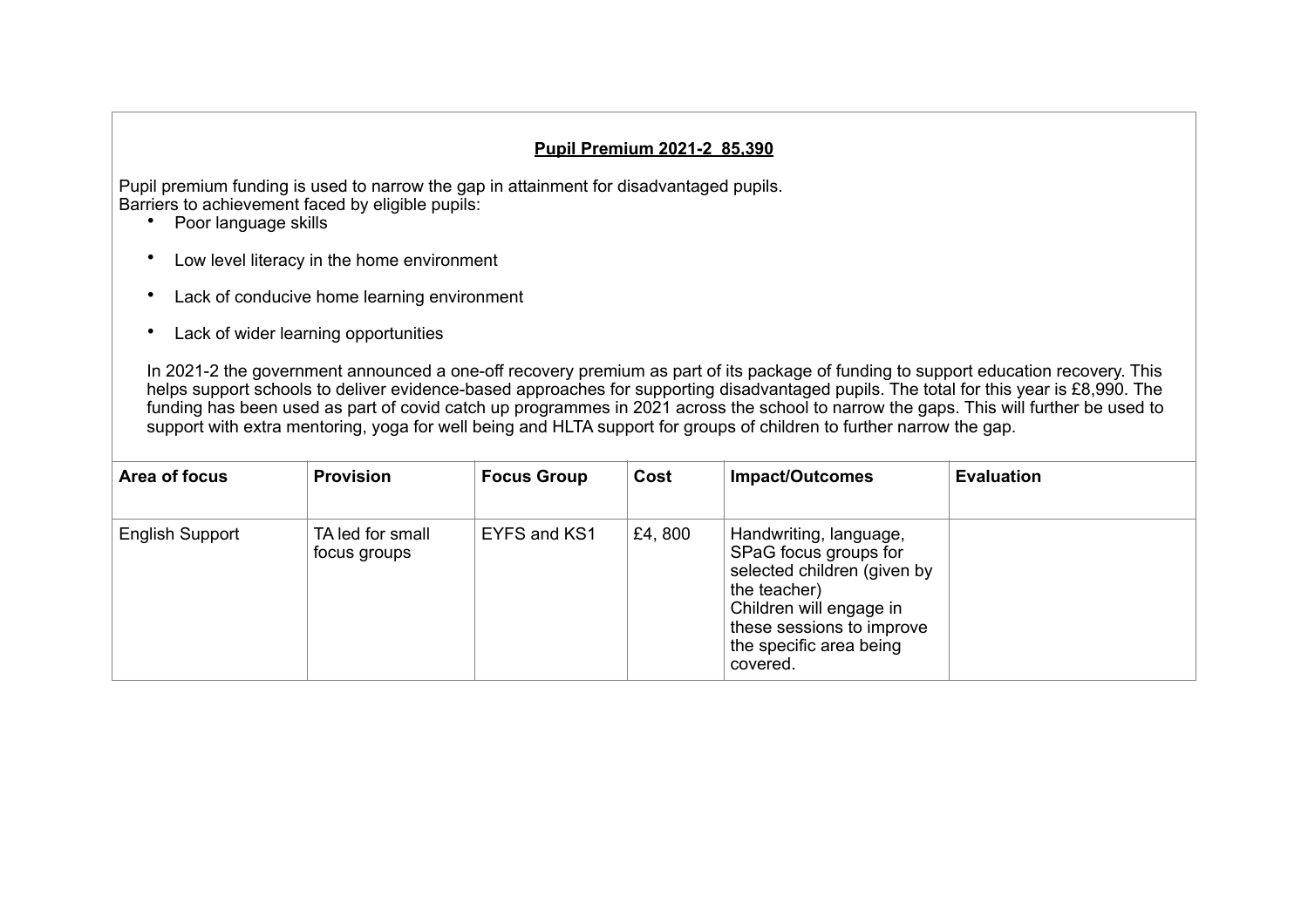**Pupil Premium 2021-2 85,390**

Pupil premium funding is used to narrow the gap in attainment for disadvantaged pupils.
Barriers to achievement faced by eligible pupils:

- Poor language skills
- Low level literacy in the home environment
- Lack of conducive home learning environment
- Lack of wider learning opportunities

In 2021-2 the government announced a one-off recovery premium as part of its package of funding to support education recovery. This helps support schools to deliver evidence-based approaches for supporting disadvantaged pupils. The total for this year is £8,990. The funding has been used as part of covid catch up programmes in 2021 across the school to narrow the gaps. This will further be used to support with extra mentoring, yoga for well being and HLTA support for groups of children to further narrow the gap.

| Area of focus | Provision | Focus Group | Cost | Impact/Outcomes | Evaluation |
|---|---|---|---|---|---|
| English Support | TA led for small focus groups | EYFS and KS1 | £4, 800 | Handwriting, language, SPaG focus groups for selected children (given by the teacher)<br>Children will engage in these sessions to improve the specific area being covered. | |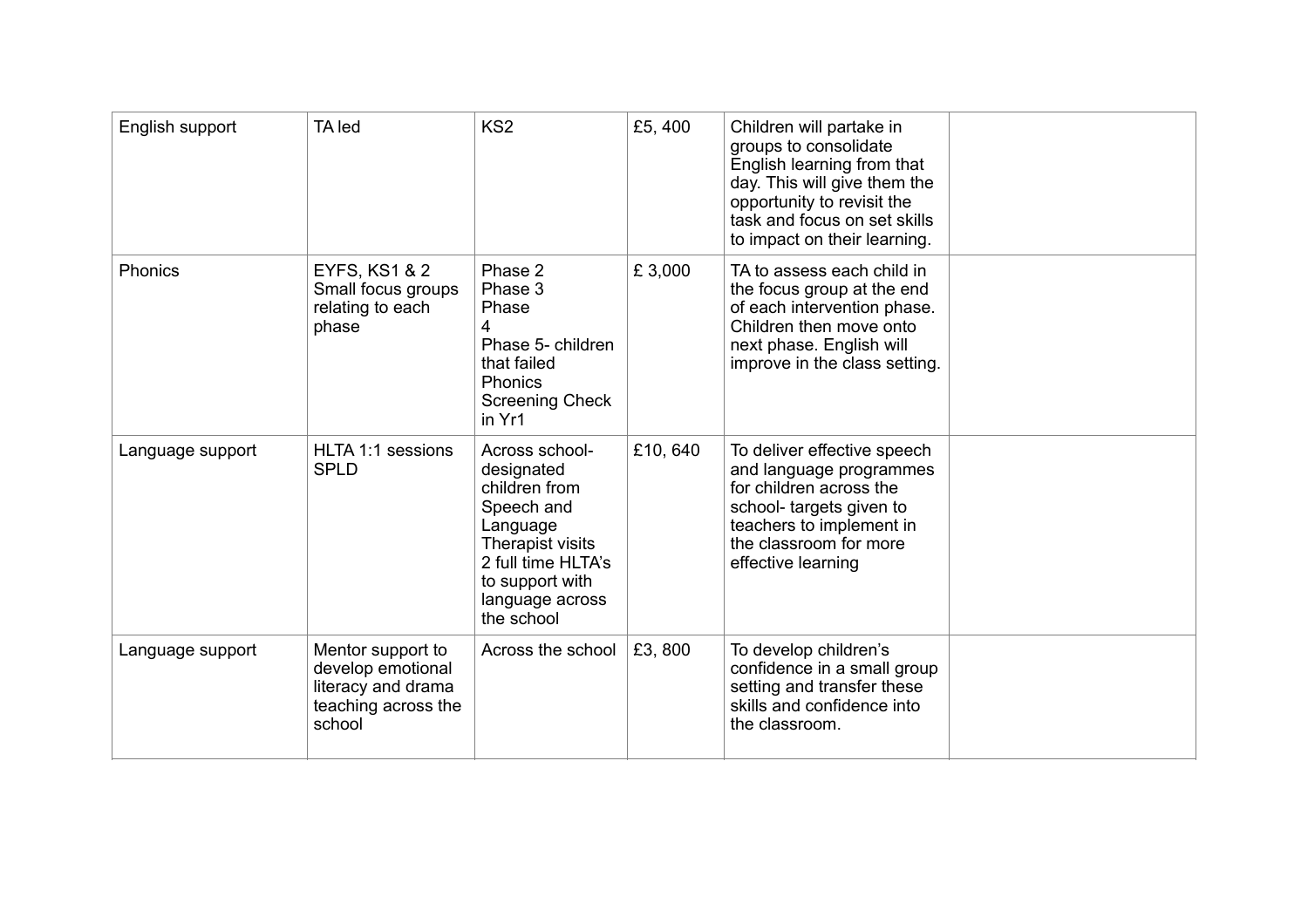| English support | TA led | KS2 | £5, 400 | Children will partake in groups to consolidate English learning from that day. This will give them the opportunity to revisit the task and focus on set skills to impact on their learning. | |
|---|---|---|---|---|---|
| Phonics | EYFS, KS1 & 2 Small focus groups relating to each phase | Phase 2 Phase 3 Phase 4 Phase 5- children that failed Phonics Screening Check in Yr1 | £ 3,000 | TA to assess each child in the focus group at the end of each intervention phase. Children then move onto next phase. English will improve in the class setting. | |
| Language support | HLTA 1:1 sessions SPLD | Across school- designated children from Speech and Language Therapist visits 2 full time HLTA's to support with language across the school | £10, 640 | To deliver effective speech and language programmes for children across the school- targets given to teachers to implement in the classroom for more effective learning | |
| Language support | Mentor support to develop emotional literacy and drama teaching across the school | Across the school | £3, 800 | To develop children's confidence in a small group setting and transfer these skills and confidence into the classroom. | |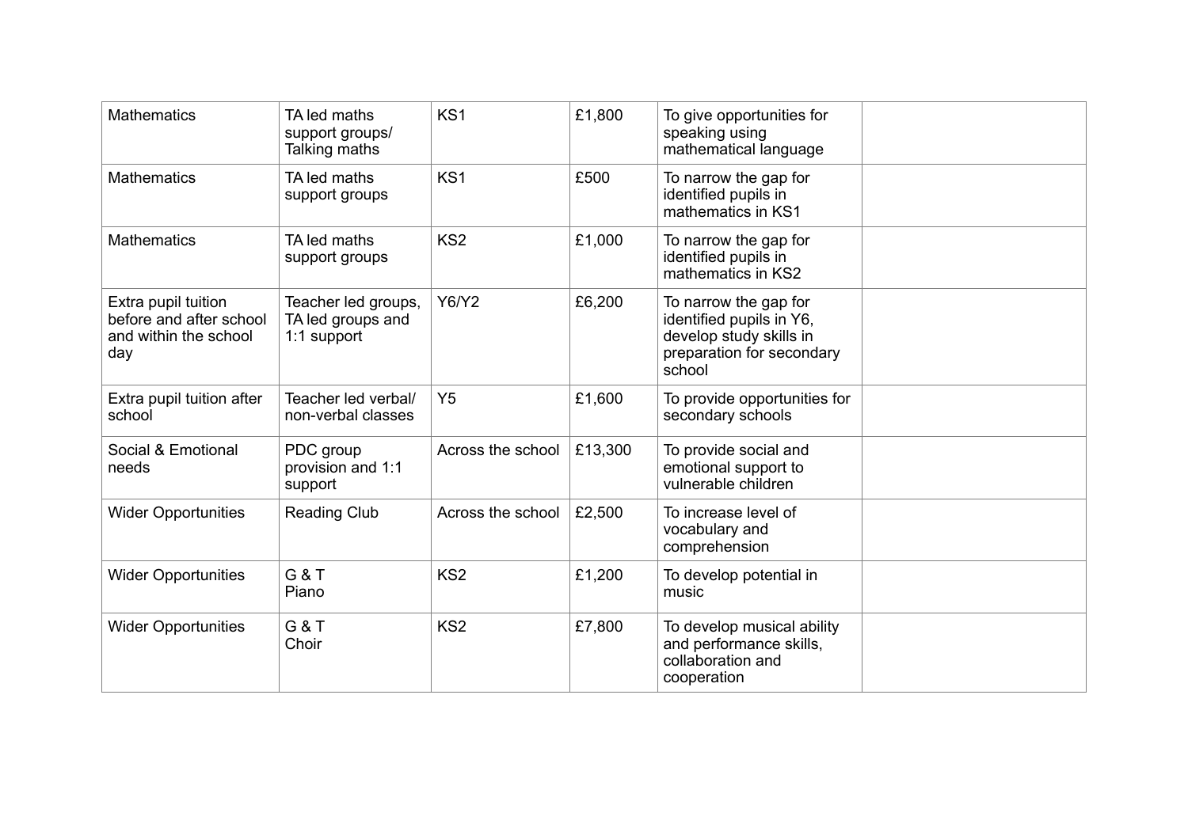| | | | | | |
|---|---|---|---|---|---|
| Mathematics | TA led maths support groups/ Talking maths | KS1 | £1,800 | To give opportunities for speaking using mathematical language | |
| Mathematics | TA led maths support groups | KS1 | £500 | To narrow the gap for identified pupils in mathematics in KS1 | |
| Mathematics | TA led maths support groups | KS2 | £1,000 | To narrow the gap for identified pupils in mathematics in KS2 | |
| Extra pupil tuition before and after school and within the school day | Teacher led groups, TA led groups and 1:1 support | Y6/Y2 | £6,200 | To narrow the gap for identified pupils in Y6, develop study skills in preparation for secondary school | |
| Extra pupil tuition after school | Teacher led verbal/ non-verbal classes | Y5 | £1,600 | To provide opportunities for secondary schools | |
| Social & Emotional needs | PDC group provision and 1:1 support | Across the school | £13,300 | To provide social and emotional support to vulnerable children | |
| Wider Opportunities | Reading Club | Across the school | £2,500 | To increase level of vocabulary and comprehension | |
| Wider Opportunities | G & T Piano | KS2 | £1,200 | To develop potential in music | |
| Wider Opportunities | G & T Choir | KS2 | £7,800 | To develop musical ability and performance skills, collaboration and cooperation | |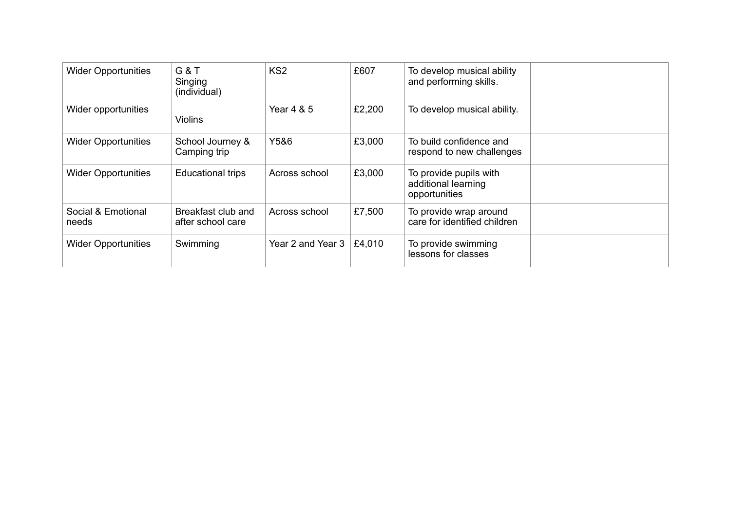| | | | | | |
|---|---|---|---|---|---|
| Wider Opportunities | G & T Singing (individual) | KS2 | £607 | To develop musical ability and performing skills. | |
| Wider opportunities | Violins | Year 4 & 5 | £2,200 | To develop musical ability. | |
| Wider Opportunities | School Journey & Camping trip | Y5&6 | £3,000 | To build confidence and respond to new challenges | |
| Wider Opportunities | Educational trips | Across school | £3,000 | To provide pupils with additional learning opportunities | |
| Social & Emotional needs | Breakfast club and after school care | Across school | £7,500 | To provide wrap around care for identified children | |
| Wider Opportunities | Swimming | Year 2 and Year 3 | £4,010 | To provide swimming lessons for classes | |